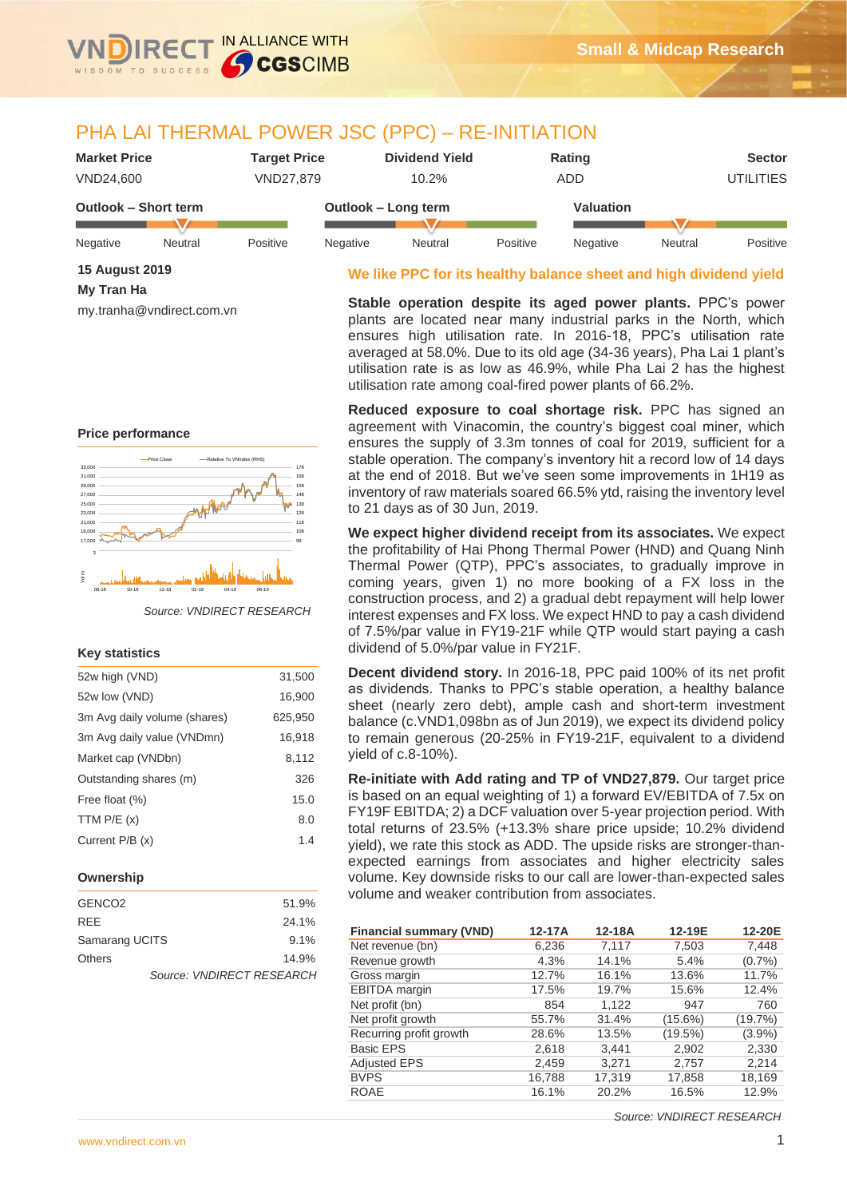# PHA LAI THERMAL POWER JSC (PPC) – RE-INITIATION

| Market Price | Target Price | Dividend Yield | Rating | Sector |
|---|---|---|---|---|
| VND24,600 | VND27,879 | 10.2% | ADD | UTILITIES |

| Outlook – Short term | Outlook – Long term | Valuation |
|---|---|---|
| Neutral | Neutral | Neutral |

**15 August 2019**

**My Tran Ha**

my.tranha@vndirect.com.vn

## We like PPC for its healthy balance sheet and high dividend yield

**Stable operation despite its aged power plants.** PPC's power plants are located near many industrial parks in the North, which ensures high utilisation rate. In 2016-18, PPC's utilisation rate averaged at 58.0%. Due to its old age (34-36 years), Pha Lai 1 plant's utilisation rate is as low as 46.9%, while Pha Lai 2 has the highest utilisation rate among coal-fired power plants of 66.2%.

**Reduced exposure to coal shortage risk.** PPC has signed an agreement with Vinacomin, the country's biggest coal miner, which ensures the supply of 3.3m tonnes of coal for 2019, sufficient for a stable operation. The company's inventory hit a record low of 14 days at the end of 2018. But we've seen some improvements in 1H19 as inventory of raw materials soared 66.5% ytd, raising the inventory level to 21 days as of 30 Jun, 2019.

**We expect higher dividend receipt from its associates.** We expect the profitability of Hai Phong Thermal Power (HND) and Quang Ninh Thermal Power (QTP), PPC's associates, to gradually improve in coming years, given 1) no more booking of a FX loss in the construction process, and 2) a gradual debt repayment will help lower interest expenses and FX loss. We expect HND to pay a cash dividend of 7.5%/par value in FY19-21F while QTP would start paying a cash dividend of 5.0%/par value in FY21F.

**Decent dividend story.** In 2016-18, PPC paid 100% of its net profit as dividends. Thanks to PPC's stable operation, a healthy balance sheet (nearly zero debt), ample cash and short-term investment balance (c.VND1,098bn as of Jun 2019), we expect its dividend policy to remain generous (20-25% in FY19-21F, equivalent to a dividend yield of c.8-10%).

**Re-initiate with Add rating and TP of VND27,879.** Our target price is based on an equal weighting of 1) a forward EV/EBITDA of 7.5x on FY19F EBITDA; 2) a DCF valuation over 5-year projection period. With total returns of 23.5% (+13.3% share price upside; 10.2% dividend yield), we rate this stock as ADD. The upside risks are stronger-than-expected earnings from associates and higher electricity sales volume. Key downside risks to our call are lower-than-expected sales volume and weaker contribution from associates.

### Price performance

*Source: VNDIRECT RESEARCH*

### Key statistics

| | |
|---|---|
| 52w high (VND) | 31,500 |
| 52w low (VND) | 16,900 |
| 3m Avg daily volume (shares) | 625,950 |
| 3m Avg daily value (VNDmn) | 16,918 |
| Market cap (VNDbn) | 8,112 |
| Outstanding shares (m) | 326 |
| Free float (%) | 15.0 |
| TTM P/E (x) | 8.0 |
| Current P/B (x) | 1.4 |

### Ownership

| | |
|---|---|
| GENCO2 | 51.9% |
| REE | 24.1% |
| Samarang UCITS | 9.1% |
| Others | 14.9% |

*Source: VNDIRECT RESEARCH*

| Financial summary (VND) | 12-17A | 12-18A | 12-19E | 12-20E |
|---|---|---|---|---|
| Net revenue (bn) | 6,236 | 7,117 | 7,503 | 7,448 |
| Revenue growth | 4.3% | 14.1% | 5.4% | (0.7%) |
| Gross margin | 12.7% | 16.1% | 13.6% | 11.7% |
| EBITDA margin | 17.5% | 19.7% | 15.6% | 12.4% |
| Net profit (bn) | 854 | 1,122 | 947 | 760 |
| Net profit growth | 55.7% | 31.4% | (15.6%) | (19.7%) |
| Recurring profit growth | 28.6% | 13.5% | (19.5%) | (3.9%) |
| Basic EPS | 2,618 | 3,441 | 2,902 | 2,330 |
| Adjusted EPS | 2,459 | 3,271 | 2,757 | 2,214 |
| BVPS | 16,788 | 17,319 | 17,858 | 18,169 |
| ROAE | 16.1% | 20.2% | 16.5% | 12.9% |

*Source: VNDIRECT RESEARCH*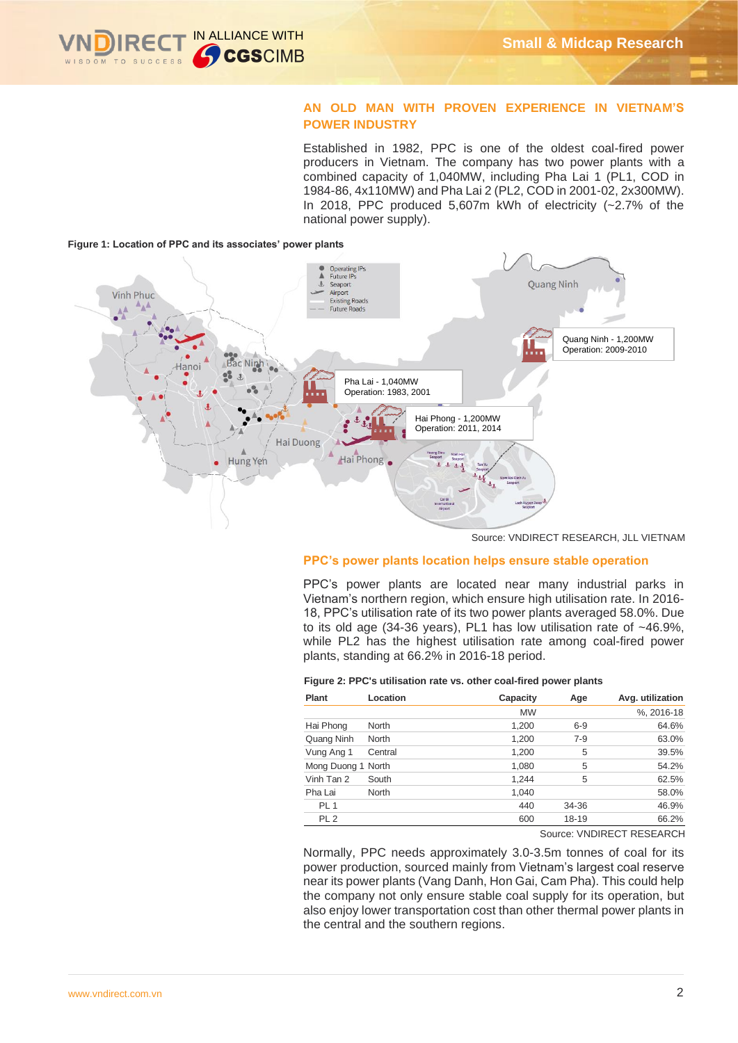## AN OLD MAN WITH PROVEN EXPERIENCE IN VIETNAM'S POWER INDUSTRY

Established in 1982, PPC is one of the oldest coal-fired power producers in Vietnam. The company has two power plants with a combined capacity of 1,040MW, including Pha Lai 1 (PL1, COD in 1984-86, 4x110MW) and Pha Lai 2 (PL2, COD in 2001-02, 2x300MW). In 2018, PPC produced 5,607m kWh of electricity (~2.7% of the national power supply).

**Figure 1: Location of PPC and its associates' power plants**

Source: VNDIRECT RESEARCH, JLL VIETNAM

## PPC's power plants location helps ensure stable operation

PPC's power plants are located near many industrial parks in Vietnam's northern region, which ensure high utilisation rate. In 2016-18, PPC's utilisation rate of its two power plants averaged 58.0%. Due to its old age (34-36 years), PL1 has low utilisation rate of ~46.9%, while PL2 has the highest utilisation rate among coal-fired power plants, standing at 66.2% in 2016-18 period.

**Figure 2: PPC's utilisation rate vs. other coal-fired power plants**

| Plant | Location | Capacity | Age | Avg. utilization |
|---|---|---|---|---|
| | | MW | | %, 2016-18 |
| Hai Phong | North | 1,200 | 6-9 | 64.6% |
| Quang Ninh | North | 1,200 | 7-9 | 63.0% |
| Vung Ang 1 | Central | 1,200 | 5 | 39.5% |
| Mong Duong 1 | North | 1,080 | 5 | 54.2% |
| Vinh Tan 2 | South | 1,244 | 5 | 62.5% |
| Pha Lai | North | 1,040 | | 58.0% |
| PL 1 | | 440 | 34-36 | 46.9% |
| PL 2 | | 600 | 18-19 | 66.2% |

Source: VNDIRECT RESEARCH

Normally, PPC needs approximately 3.0-3.5m tonnes of coal for its power production, sourced mainly from Vietnam's largest coal reserve near its power plants (Vang Danh, Hon Gai, Cam Pha). This could help the company not only ensure stable coal supply for its operation, but also enjoy lower transportation cost than other thermal power plants in the central and the southern regions.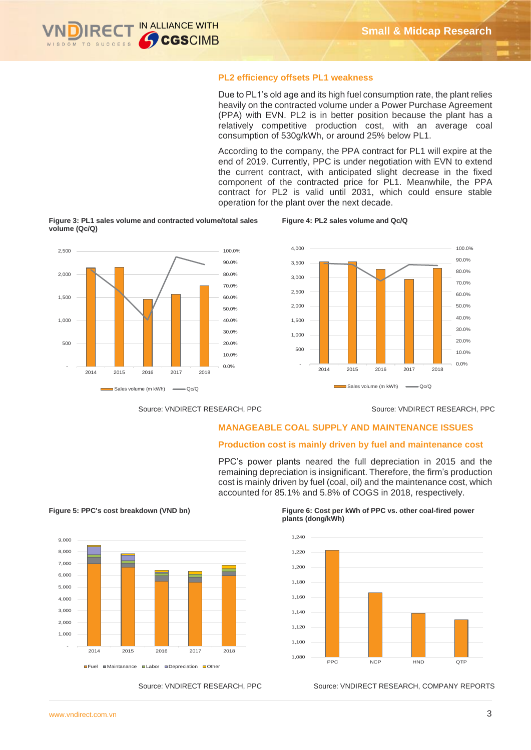### PL2 efficiency offsets PL1 weakness

Due to PL1's old age and its high fuel consumption rate, the plant relies heavily on the contracted volume under a Power Purchase Agreement (PPA) with EVN. PL2 is in better position because the plant has a relatively competitive production cost, with an average coal consumption of 530g/kWh, or around 25% below PL1.

According to the company, the PPA contract for PL1 will expire at the end of 2019. Currently, PPC is under negotiation with EVN to extend the current contract, with anticipated slight decrease in the fixed component of the contracted price for PL1. Meanwhile, the PPA contract for PL2 is valid until 2031, which could ensure stable operation for the plant over the next decade.

**Figure 3: PL1 sales volume and contracted volume/total sales volume (Qc/Q)**

Source: VNDIRECT RESEARCH, PPC

**Figure 4: PL2 sales volume and Qc/Q**

Source: VNDIRECT RESEARCH, PPC

## MANAGEABLE COAL SUPPLY AND MAINTENANCE ISSUES

### Production cost is mainly driven by fuel and maintenance cost

PPC's power plants neared the full depreciation in 2015 and the remaining depreciation is insignificant. Therefore, the firm's production cost is mainly driven by fuel (coal, oil) and the maintenance cost, which accounted for 85.1% and 5.8% of COGS in 2018, respectively.

**Figure 5: PPC's cost breakdown (VND bn)**

Source: VNDIRECT RESEARCH, PPC

**Figure 6: Cost per kWh of PPC vs. other coal-fired power plants (dong/kWh)**

Source: VNDIRECT RESEARCH, COMPANY REPORTS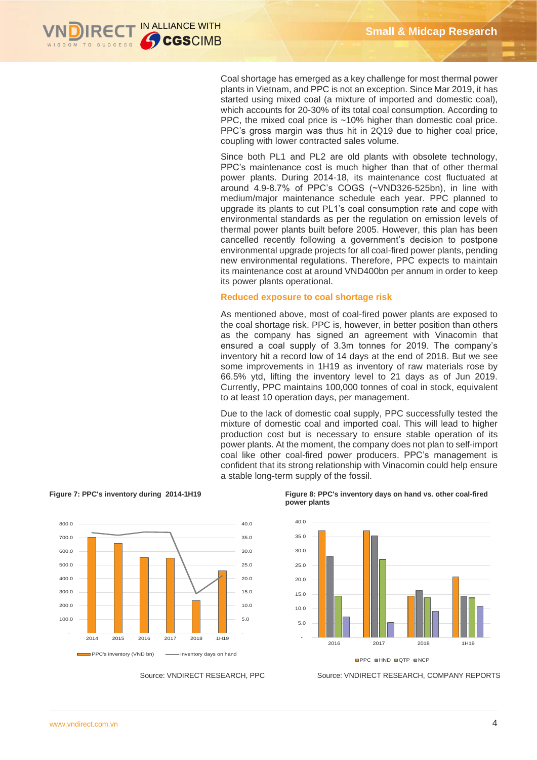Coal shortage has emerged as a key challenge for most thermal power plants in Vietnam, and PPC is not an exception. Since Mar 2019, it has started using mixed coal (a mixture of imported and domestic coal), which accounts for 20-30% of its total coal consumption. According to PPC, the mixed coal price is ~10% higher than domestic coal price. PPC's gross margin was thus hit in 2Q19 due to higher coal price, coupling with lower contracted sales volume.

Since both PL1 and PL2 are old plants with obsolete technology, PPC's maintenance cost is much higher than that of other thermal power plants. During 2014-18, its maintenance cost fluctuated at around 4.9-8.7% of PPC's COGS (~VND326-525bn), in line with medium/major maintenance schedule each year. PPC planned to upgrade its plants to cut PL1's coal consumption rate and cope with environmental standards as per the regulation on emission levels of thermal power plants built before 2005. However, this plan has been cancelled recently following a government's decision to postpone environmental upgrade projects for all coal-fired power plants, pending new environmental regulations. Therefore, PPC expects to maintain its maintenance cost at around VND400bn per annum in order to keep its power plants operational.

### Reduced exposure to coal shortage risk

As mentioned above, most of coal-fired power plants are exposed to the coal shortage risk. PPC is, however, in better position than others as the company has signed an agreement with Vinacomin that ensured a coal supply of 3.3m tonnes for 2019. The company's inventory hit a record low of 14 days at the end of 2018. But we see some improvements in 1H19 as inventory of raw materials rose by 66.5% ytd, lifting the inventory level to 21 days as of Jun 2019. Currently, PPC maintains 100,000 tonnes of coal in stock, equivalent to at least 10 operation days, per management.

Due to the lack of domestic coal supply, PPC successfully tested the mixture of domestic coal and imported coal. This will lead to higher production cost but is necessary to ensure stable operation of its power plants. At the moment, the company does not plan to self-import coal like other coal-fired power producers. PPC's management is confident that its strong relationship with Vinacomin could help ensure a stable long-term supply of the fossil.

**Figure 7: PPC's inventory during 2014-1H19**

Source: VNDIRECT RESEARCH, PPC

**Figure 8: PPC's inventory days on hand vs. other coal-fired power plants**

Source: VNDIRECT RESEARCH, COMPANY REPORTS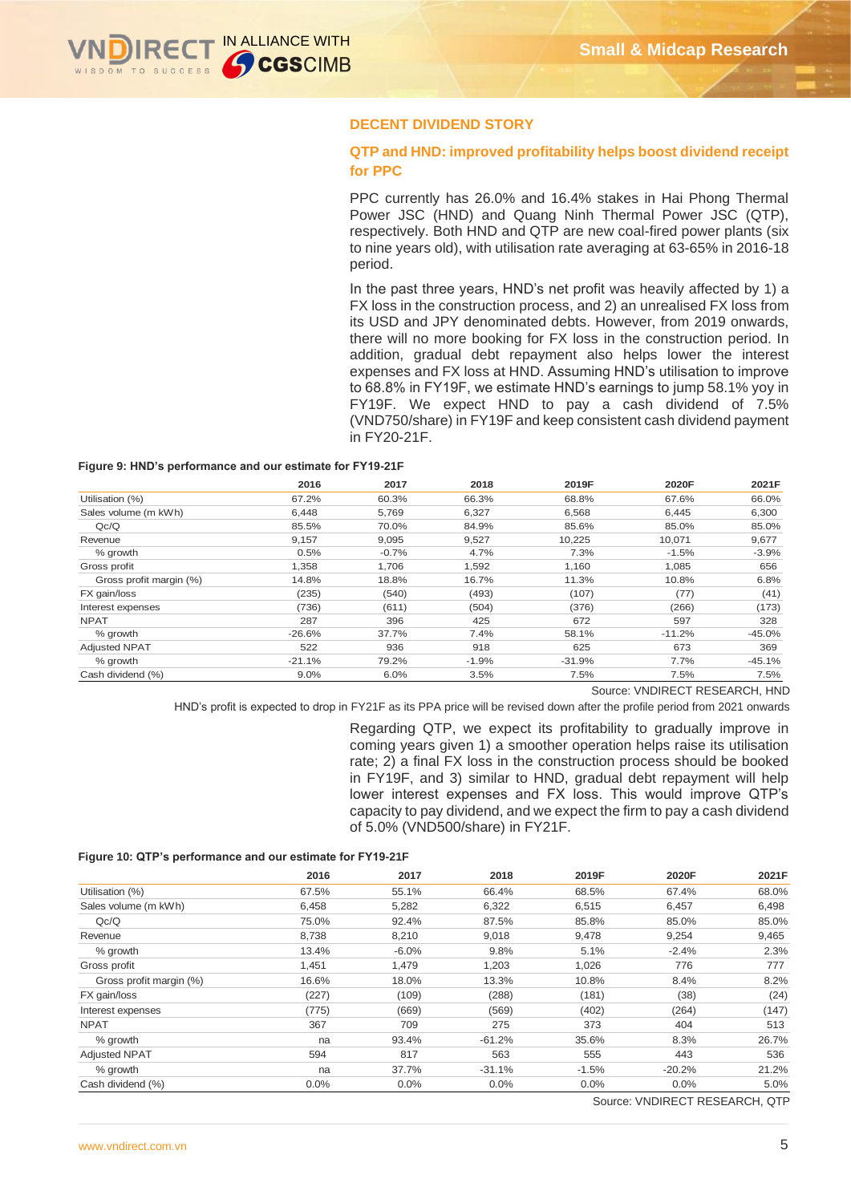## DECENT DIVIDEND STORY

### QTP and HND: improved profitability helps boost dividend receipt for PPC

PPC currently has 26.0% and 16.4% stakes in Hai Phong Thermal Power JSC (HND) and Quang Ninh Thermal Power JSC (QTP), respectively. Both HND and QTP are new coal-fired power plants (six to nine years old), with utilisation rate averaging at 63-65% in 2016-18 period.

In the past three years, HND's net profit was heavily affected by 1) a FX loss in the construction process, and 2) an unrealised FX loss from its USD and JPY denominated debts. However, from 2019 onwards, there will no more booking for FX loss in the construction period. In addition, gradual debt repayment also helps lower the interest expenses and FX loss at HND. Assuming HND's utilisation to improve to 68.8% in FY19F, we estimate HND's earnings to jump 58.1% yoy in FY19F. We expect HND to pay a cash dividend of 7.5% (VND750/share) in FY19F and keep consistent cash dividend payment in FY20-21F.

**Figure 9: HND's performance and our estimate for FY19-21F**

| | 2016 | 2017 | 2018 | 2019F | 2020F | 2021F |
|---|---|---|---|---|---|---|
| Utilisation (%) | 67.2% | 60.3% | 66.3% | 68.8% | 67.6% | 66.0% |
| Sales volume (m kWh) | 6,448 | 5,769 | 6,327 | 6,568 | 6,445 | 6,300 |
| Qc/Q | 85.5% | 70.0% | 84.9% | 85.6% | 85.0% | 85.0% |
| Revenue | 9,157 | 9,095 | 9,527 | 10,225 | 10,071 | 9,677 |
| % growth | 0.5% | -0.7% | 4.7% | 7.3% | -1.5% | -3.9% |
| Gross profit | 1,358 | 1,706 | 1,592 | 1,160 | 1,085 | 656 |
| Gross profit margin (%) | 14.8% | 18.8% | 16.7% | 11.3% | 10.8% | 6.8% |
| FX gain/loss | (235) | (540) | (493) | (107) | (77) | (41) |
| Interest expenses | (736) | (611) | (504) | (376) | (266) | (173) |
| NPAT | 287 | 396 | 425 | 672 | 597 | 328 |
| % growth | -26.6% | 37.7% | 7.4% | 58.1% | -11.2% | -45.0% |
| Adjusted NPAT | 522 | 936 | 918 | 625 | 673 | 369 |
| % growth | -21.1% | 79.2% | -1.9% | -31.9% | 7.7% | -45.1% |
| Cash dividend (%) | 9.0% | 6.0% | 3.5% | 7.5% | 7.5% | 7.5% |

Source: VNDIRECT RESEARCH, HND

HND's profit is expected to drop in FY21F as its PPA price will be revised down after the profile period from 2021 onwards

Regarding QTP, we expect its profitability to gradually improve in coming years given 1) a smoother operation helps raise its utilisation rate; 2) a final FX loss in the construction process should be booked in FY19F, and 3) similar to HND, gradual debt repayment will help lower interest expenses and FX loss. This would improve QTP's capacity to pay dividend, and we expect the firm to pay a cash dividend of 5.0% (VND500/share) in FY21F.

**Figure 10: QTP's performance and our estimate for FY19-21F**

| | 2016 | 2017 | 2018 | 2019F | 2020F | 2021F |
|---|---|---|---|---|---|---|
| Utilisation (%) | 67.5% | 55.1% | 66.4% | 68.5% | 67.4% | 68.0% |
| Sales volume (m kWh) | 6,458 | 5,282 | 6,322 | 6,515 | 6,457 | 6,498 |
| Qc/Q | 75.0% | 92.4% | 87.5% | 85.8% | 85.0% | 85.0% |
| Revenue | 8,738 | 8,210 | 9,018 | 9,478 | 9,254 | 9,465 |
| % growth | 13.4% | -6.0% | 9.8% | 5.1% | -2.4% | 2.3% |
| Gross profit | 1,451 | 1,479 | 1,203 | 1,026 | 776 | 777 |
| Gross profit margin (%) | 16.6% | 18.0% | 13.3% | 10.8% | 8.4% | 8.2% |
| FX gain/loss | (227) | (109) | (288) | (181) | (38) | (24) |
| Interest expenses | (775) | (669) | (569) | (402) | (264) | (147) |
| NPAT | 367 | 709 | 275 | 373 | 404 | 513 |
| % growth | na | 93.4% | -61.2% | 35.6% | 8.3% | 26.7% |
| Adjusted NPAT | 594 | 817 | 563 | 555 | 443 | 536 |
| % growth | na | 37.7% | -31.1% | -1.5% | -20.2% | 21.2% |
| Cash dividend (%) | 0.0% | 0.0% | 0.0% | 0.0% | 0.0% | 5.0% |

Source: VNDIRECT RESEARCH, QTP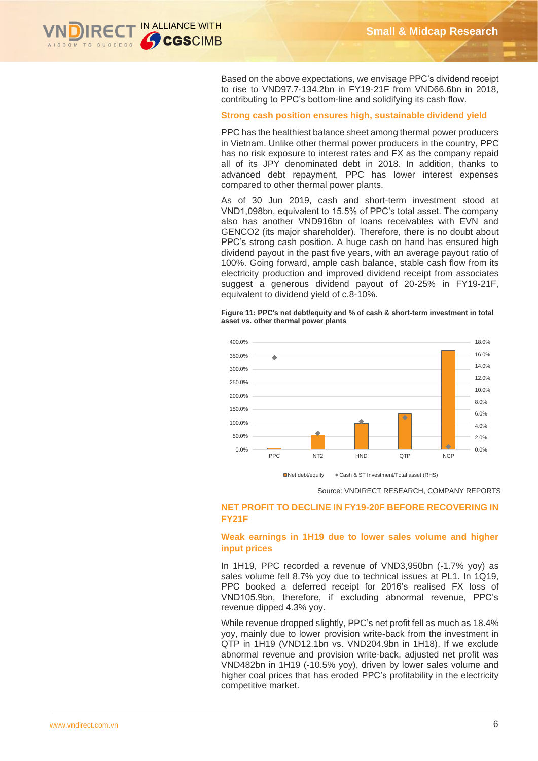Based on the above expectations, we envisage PPC's dividend receipt to rise to VND97.7-134.2bn in FY19-21F from VND66.6bn in 2018, contributing to PPC's bottom-line and solidifying its cash flow.

### Strong cash position ensures high, sustainable dividend yield

PPC has the healthiest balance sheet among thermal power producers in Vietnam. Unlike other thermal power producers in the country, PPC has no risk exposure to interest rates and FX as the company repaid all of its JPY denominated debt in 2018. In addition, thanks to advanced debt repayment, PPC has lower interest expenses compared to other thermal power plants.

As of 30 Jun 2019, cash and short-term investment stood at VND1,098bn, equivalent to 15.5% of PPC's total asset. The company also has another VND916bn of loans receivables with EVN and GENCO2 (its major shareholder). Therefore, there is no doubt about PPC's strong cash position. A huge cash on hand has ensured high dividend payout in the past five years, with an average payout ratio of 100%. Going forward, ample cash balance, stable cash flow from its electricity production and improved dividend receipt from associates suggest a generous dividend payout of 20-25% in FY19-21F, equivalent to dividend yield of c.8-10%.

**Figure 11: PPC's net debt/equity and % of cash & short-term investment in total asset vs. other thermal power plants**

Source: VNDIRECT RESEARCH, COMPANY REPORTS

## NET PROFIT TO DECLINE IN FY19-20F BEFORE RECOVERING IN FY21F

### Weak earnings in 1H19 due to lower sales volume and higher input prices

In 1H19, PPC recorded a revenue of VND3,950bn (-1.7% yoy) as sales volume fell 8.7% yoy due to technical issues at PL1. In 1Q19, PPC booked a deferred receipt for 2016's realised FX loss of VND105.9bn, therefore, if excluding abnormal revenue, PPC's revenue dipped 4.3% yoy.

While revenue dropped slightly, PPC's net profit fell as much as 18.4% yoy, mainly due to lower provision write-back from the investment in QTP in 1H19 (VND12.1bn vs. VND204.9bn in 1H18). If we exclude abnormal revenue and provision write-back, adjusted net profit was VND482bn in 1H19 (-10.5% yoy), driven by lower sales volume and higher coal prices that has eroded PPC's profitability in the electricity competitive market.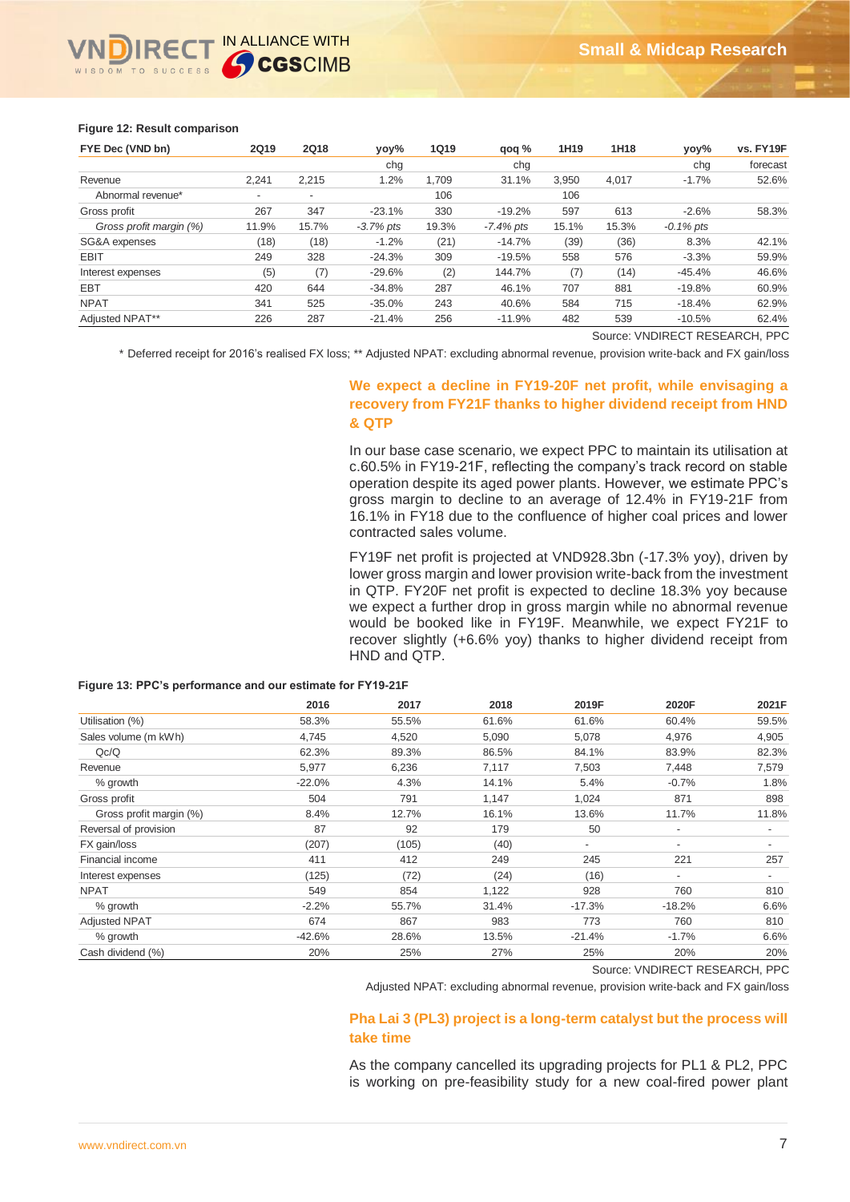**Figure 12: Result comparison**

| FYE Dec (VND bn) | 2Q19 | 2Q18 | yoy% chg | 1Q19 | qoq % chg | 1H19 | 1H18 | yoy% chg | vs. FY19F forecast |
|---|---|---|---|---|---|---|---|---|---|
| Revenue | 2,241 | 2,215 | 1.2% | 1,709 | 31.1% | 3,950 | 4,017 | -1.7% | 52.6% |
| Abnormal revenue* | - | - | | 106 | | 106 | | | |
| Gross profit | 267 | 347 | -23.1% | 330 | -19.2% | 597 | 613 | -2.6% | 58.3% |
| *Gross profit margin (%)* | 11.9% | 15.7% | *-3.7% pts* | 19.3% | *-7.4% pts* | 15.1% | 15.3% | *-0.1% pts* | |
| SG&A expenses | (18) | (18) | -1.2% | (21) | -14.7% | (39) | (36) | 8.3% | 42.1% |
| EBIT | 249 | 328 | -24.3% | 309 | -19.5% | 558 | 576 | -3.3% | 59.9% |
| Interest expenses | (5) | (7) | -29.6% | (2) | 144.7% | (7) | (14) | -45.4% | 46.6% |
| EBT | 420 | 644 | -34.8% | 287 | 46.1% | 707 | 881 | -19.8% | 60.9% |
| NPAT | 341 | 525 | -35.0% | 243 | 40.6% | 584 | 715 | -18.4% | 62.9% |
| Adjusted NPAT** | 226 | 287 | -21.4% | 256 | -11.9% | 482 | 539 | -10.5% | 62.4% |

Source: VNDIRECT RESEARCH, PPC

\* Deferred receipt for 2016's realised FX loss; ** Adjusted NPAT: excluding abnormal revenue, provision write-back and FX gain/loss

### We expect a decline in FY19-20F net profit, while envisaging a recovery from FY21F thanks to higher dividend receipt from HND & QTP

In our base case scenario, we expect PPC to maintain its utilisation at c.60.5% in FY19-21F, reflecting the company's track record on stable operation despite its aged power plants. However, we estimate PPC's gross margin to decline to an average of 12.4% in FY19-21F from 16.1% in FY18 due to the confluence of higher coal prices and lower contracted sales volume.

FY19F net profit is projected at VND928.3bn (-17.3% yoy), driven by lower gross margin and lower provision write-back from the investment in QTP. FY20F net profit is expected to decline 18.3% yoy because we expect a further drop in gross margin while no abnormal revenue would be booked like in FY19F. Meanwhile, we expect FY21F to recover slightly (+6.6% yoy) thanks to higher dividend receipt from HND and QTP.

**Figure 13: PPC's performance and our estimate for FY19-21F**

| | 2016 | 2017 | 2018 | 2019F | 2020F | 2021F |
|---|---|---|---|---|---|---|
| Utilisation (%) | 58.3% | 55.5% | 61.6% | 61.6% | 60.4% | 59.5% |
| Sales volume (m kWh) | 4,745 | 4,520 | 5,090 | 5,078 | 4,976 | 4,905 |
| Qc/Q | 62.3% | 89.3% | 86.5% | 84.1% | 83.9% | 82.3% |
| Revenue | 5,977 | 6,236 | 7,117 | 7,503 | 7,448 | 7,579 |
| % growth | -22.0% | 4.3% | 14.1% | 5.4% | -0.7% | 1.8% |
| Gross profit | 504 | 791 | 1,147 | 1,024 | 871 | 898 |
| Gross profit margin (%) | 8.4% | 12.7% | 16.1% | 13.6% | 11.7% | 11.8% |
| Reversal of provision | 87 | 92 | 179 | 50 | - | - |
| FX gain/loss | (207) | (105) | (40) | - | - | - |
| Financial income | 411 | 412 | 249 | 245 | 221 | 257 |
| Interest expenses | (125) | (72) | (24) | (16) | - | - |
| NPAT | 549 | 854 | 1,122 | 928 | 760 | 810 |
| % growth | -2.2% | 55.7% | 31.4% | -17.3% | -18.2% | 6.6% |
| Adjusted NPAT | 674 | 867 | 983 | 773 | 760 | 810 |
| % growth | -42.6% | 28.6% | 13.5% | -21.4% | -1.7% | 6.6% |
| Cash dividend (%) | 20% | 25% | 27% | 25% | 20% | 20% |

Source: VNDIRECT RESEARCH, PPC

Adjusted NPAT: excluding abnormal revenue, provision write-back and FX gain/loss

### Pha Lai 3 (PL3) project is a long-term catalyst but the process will take time

As the company cancelled its upgrading projects for PL1 & PL2, PPC is working on pre-feasibility study for a new coal-fired power plant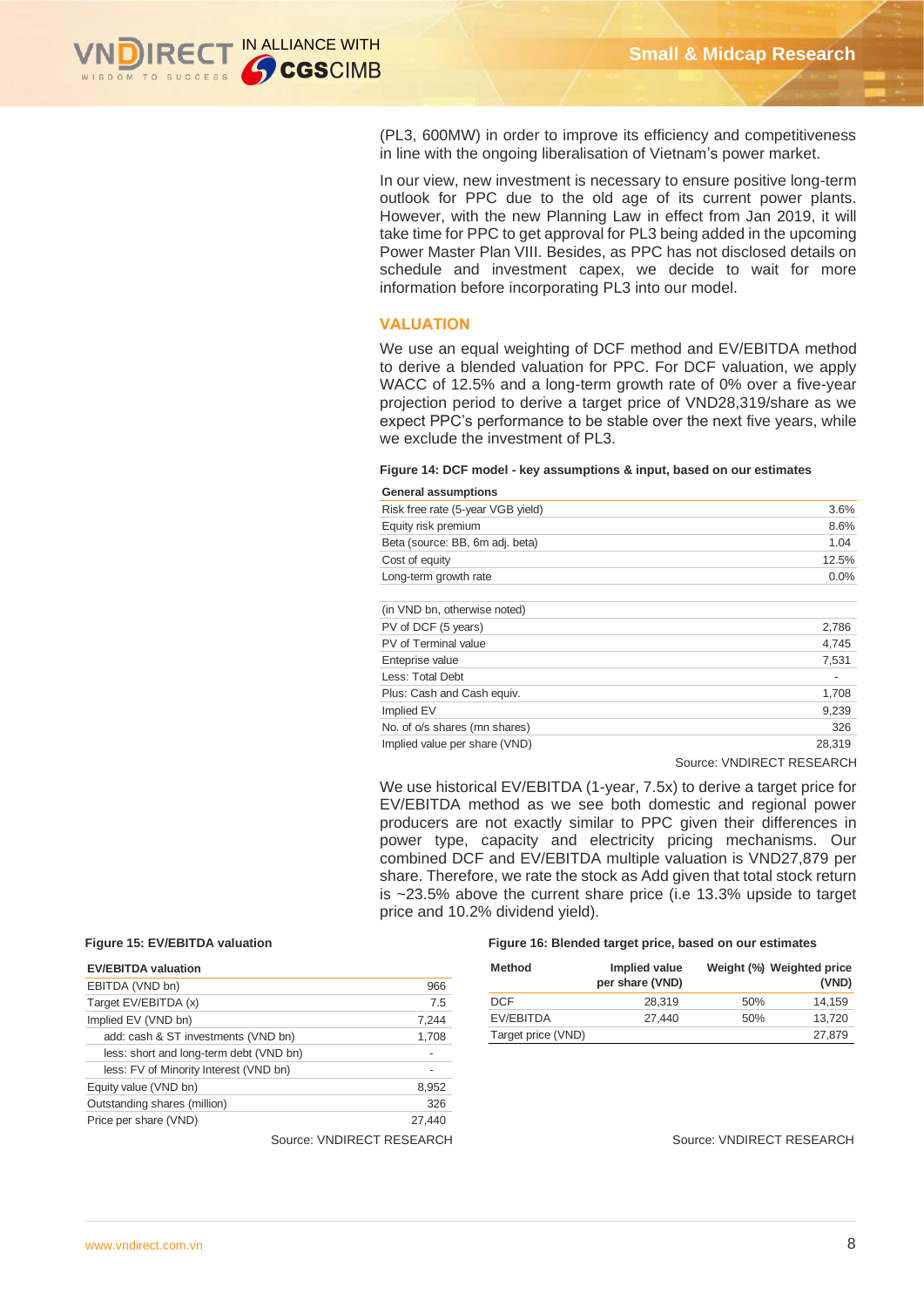(PL3, 600MW) in order to improve its efficiency and competitiveness in line with the ongoing liberalisation of Vietnam's power market.

In our view, new investment is necessary to ensure positive long-term outlook for PPC due to the old age of its current power plants. However, with the new Planning Law in effect from Jan 2019, it will take time for PPC to get approval for PL3 being added in the upcoming Power Master Plan VIII. Besides, as PPC has not disclosed details on schedule and investment capex, we decide to wait for more information before incorporating PL3 into our model.

## VALUATION

We use an equal weighting of DCF method and EV/EBITDA method to derive a blended valuation for PPC. For DCF valuation, we apply WACC of 12.5% and a long-term growth rate of 0% over a five-year projection period to derive a target price of VND28,319/share as we expect PPC's performance to be stable over the next five years, while we exclude the investment of PL3.

**Figure 14: DCF model - key assumptions & input, based on our estimates**

| General assumptions | |
|---|---|
| Risk free rate (5-year VGB yield) | 3.6% |
| Equity risk premium | 8.6% |
| Beta (source: BB, 6m adj. beta) | 1.04 |
| Cost of equity | 12.5% |
| Long-term growth rate | 0.0% |

| (in VND bn, otherwise noted) | |
|---|---|
| PV of DCF (5 years) | 2,786 |
| PV of Terminal value | 4,745 |
| Enteprise value | 7,531 |
| Less: Total Debt | - |
| Plus: Cash and Cash equiv. | 1,708 |
| Implied EV | 9,239 |
| No. of o/s shares (mn shares) | 326 |
| Implied value per share (VND) | 28,319 |

Source: VNDIRECT RESEARCH

We use historical EV/EBITDA (1-year, 7.5x) to derive a target price for EV/EBITDA method as we see both domestic and regional power producers are not exactly similar to PPC given their differences in power type, capacity and electricity pricing mechanisms. Our combined DCF and EV/EBITDA multiple valuation is VND27,879 per share. Therefore, we rate the stock as Add given that total stock return is ~23.5% above the current share price (i.e 13.3% upside to target price and 10.2% dividend yield).

**Figure 15: EV/EBITDA valuation**

| EV/EBITDA valuation | |
|---|---|
| EBITDA (VND bn) | 966 |
| Target EV/EBITDA (x) | 7.5 |
| Implied EV (VND bn) | 7,244 |
| add: cash & ST investments (VND bn) | 1,708 |
| less: short and long-term debt (VND bn) | - |
| less: FV of Minority Interest (VND bn) | - |
| Equity value (VND bn) | 8,952 |
| Outstanding shares (million) | 326 |
| Price per share (VND) | 27,440 |

Source: VNDIRECT RESEARCH

**Figure 16: Blended target price, based on our estimates**

| Method | Implied value per share (VND) | Weight (%) | Weighted price (VND) |
|---|---|---|---|
| DCF | 28,319 | 50% | 14,159 |
| EV/EBITDA | 27,440 | 50% | 13,720 |
| Target price (VND) | | | 27,879 |

Source: VNDIRECT RESEARCH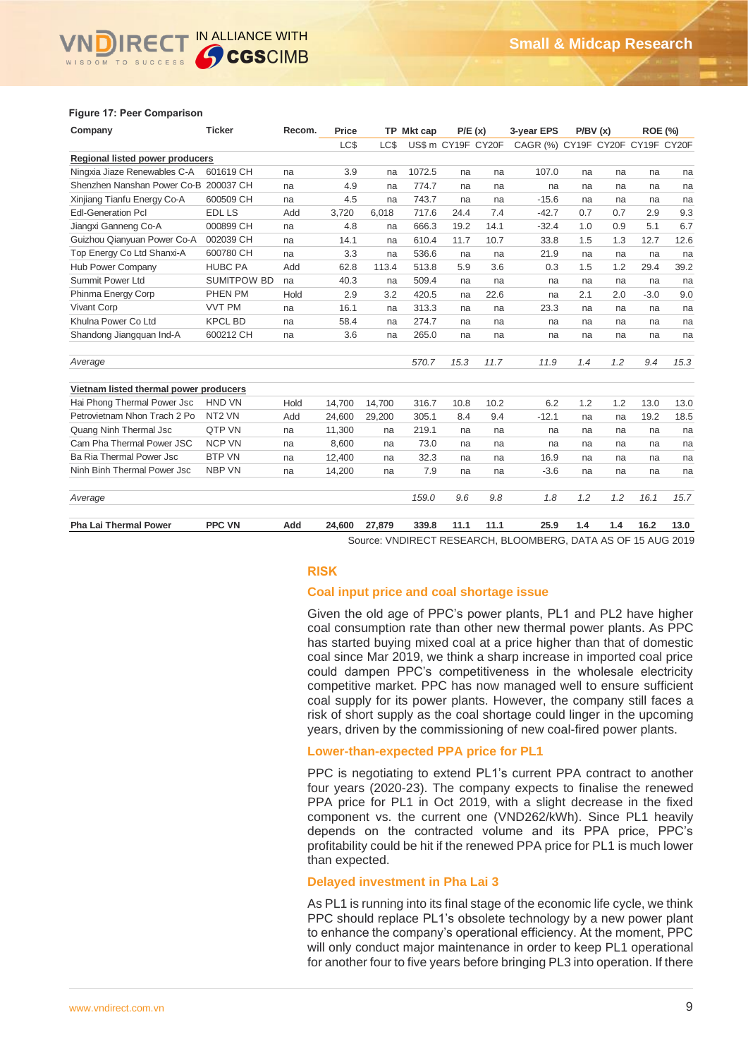**Figure 17: Peer Comparison**

| Company | Ticker | Recom. | Price | TP | Mkt cap | P/E (x) | | 3-year EPS | P/BV (x) | | ROE (%) | |
|---|---|---|---|---|---|---|---|---|---|---|---|---|
| | | | LC$ | LC$ | US$ m | CY19F | CY20F | CAGR (%) | CY19F | CY20F | CY19F | CY20F |
| **Regional listed power producers** | | | | | | | | | | | | |
| Ningxia Jiaze Renewables C-A | 601619 CH | na | 3.9 | na | 1072.5 | na | na | 107.0 | na | na | na | na |
| Shenzhen Nanshan Power Co-B | 200037 CH | na | 4.9 | na | 774.7 | na | na | na | na | na | na | na |
| Xinjiang Tianfu Energy Co-A | 600509 CH | na | 4.5 | na | 743.7 | na | na | -15.6 | na | na | na | na |
| Edl-Generation Pcl | EDL LS | Add | 3,720 | 6,018 | 717.6 | 24.4 | 7.4 | -42.7 | 0.7 | 0.7 | 2.9 | 9.3 |
| Jiangxi Ganneng Co-A | 000899 CH | na | 4.8 | na | 666.3 | 19.2 | 14.1 | -32.4 | 1.0 | 0.9 | 5.1 | 6.7 |
| Guizhou Qianyuan Power Co-A | 002039 CH | na | 14.1 | na | 610.4 | 11.7 | 10.7 | 33.8 | 1.5 | 1.3 | 12.7 | 12.6 |
| Top Energy Co Ltd Shanxi-A | 600780 CH | na | 3.3 | na | 536.6 | na | na | 21.9 | na | na | na | na |
| Hub Power Company | HUBC PA | Add | 62.8 | 113.4 | 513.8 | 5.9 | 3.6 | 0.3 | 1.5 | 1.2 | 29.4 | 39.2 |
| Summit Power Ltd | SUMITPOW BD | na | 40.3 | na | 509.4 | na | na | na | na | na | na | na |
| Phinma Energy Corp | PHEN PM | Hold | 2.9 | 3.2 | 420.5 | na | 22.6 | na | 2.1 | 2.0 | -3.0 | 9.0 |
| Vivant Corp | VVT PM | na | 16.1 | na | 313.3 | na | na | 23.3 | na | na | na | na |
| Khulna Power Co Ltd | KPCL BD | na | 58.4 | na | 274.7 | na | na | na | na | na | na | na |
| Shandong Jiangquan Ind-A | 600212 CH | na | 3.6 | na | 265.0 | na | na | na | na | na | na | na |
| *Average* | | | | | *570.7* | *15.3* | *11.7* | *11.9* | *1.4* | *1.2* | *9.4* | *15.3* |
| **Vietnam listed thermal power producers** | | | | | | | | | | | | |
| Hai Phong Thermal Power Jsc | HND VN | Hold | 14,700 | 14,700 | 316.7 | 10.8 | 10.2 | 6.2 | 1.2 | 1.2 | 13.0 | 13.0 |
| Petrovietnam Nhon Trach 2 Po | NT2 VN | Add | 24,600 | 29,200 | 305.1 | 8.4 | 9.4 | -12.1 | na | na | 19.2 | 18.5 |
| Quang Ninh Thermal Jsc | QTP VN | na | 11,300 | na | 219.1 | na | na | na | na | na | na | na |
| Cam Pha Thermal Power JSC | NCP VN | na | 8,600 | na | 73.0 | na | na | na | na | na | na | na |
| Ba Ria Thermal Power Jsc | BTP VN | na | 12,400 | na | 32.3 | na | na | 16.9 | na | na | na | na |
| Ninh Binh Thermal Power Jsc | NBP VN | na | 14,200 | na | 7.9 | na | na | -3.6 | na | na | na | na |
| *Average* | | | | | *159.0* | *9.6* | *9.8* | *1.8* | *1.2* | *1.2* | *16.1* | *15.7* |
| **Pha Lai Thermal Power** | **PPC VN** | **Add** | **24,600** | **27,879** | **339.8** | **11.1** | **11.1** | **25.9** | **1.4** | **1.4** | **16.2** | **13.0** |

Source: VNDIRECT RESEARCH, BLOOMBERG, DATA AS OF 15 AUG 2019

## RISK

### Coal input price and coal shortage issue

Given the old age of PPC's power plants, PL1 and PL2 have higher coal consumption rate than other new thermal power plants. As PPC has started buying mixed coal at a price higher than that of domestic coal since Mar 2019, we think a sharp increase in imported coal price could dampen PPC's competitiveness in the wholesale electricity competitive market. PPC has now managed well to ensure sufficient coal supply for its power plants. However, the company still faces a risk of short supply as the coal shortage could linger in the upcoming years, driven by the commissioning of new coal-fired power plants.

### Lower-than-expected PPA price for PL1

PPC is negotiating to extend PL1's current PPA contract to another four years (2020-23). The company expects to finalise the renewed PPA price for PL1 in Oct 2019, with a slight decrease in the fixed component vs. the current one (VND262/kWh). Since PL1 heavily depends on the contracted volume and its PPA price, PPC's profitability could be hit if the renewed PPA price for PL1 is much lower than expected.

### Delayed investment in Pha Lai 3

As PL1 is running into its final stage of the economic life cycle, we think PPC should replace PL1's obsolete technology by a new power plant to enhance the company's operational efficiency. At the moment, PPC will only conduct major maintenance in order to keep PL1 operational for another four to five years before bringing PL3 into operation. If there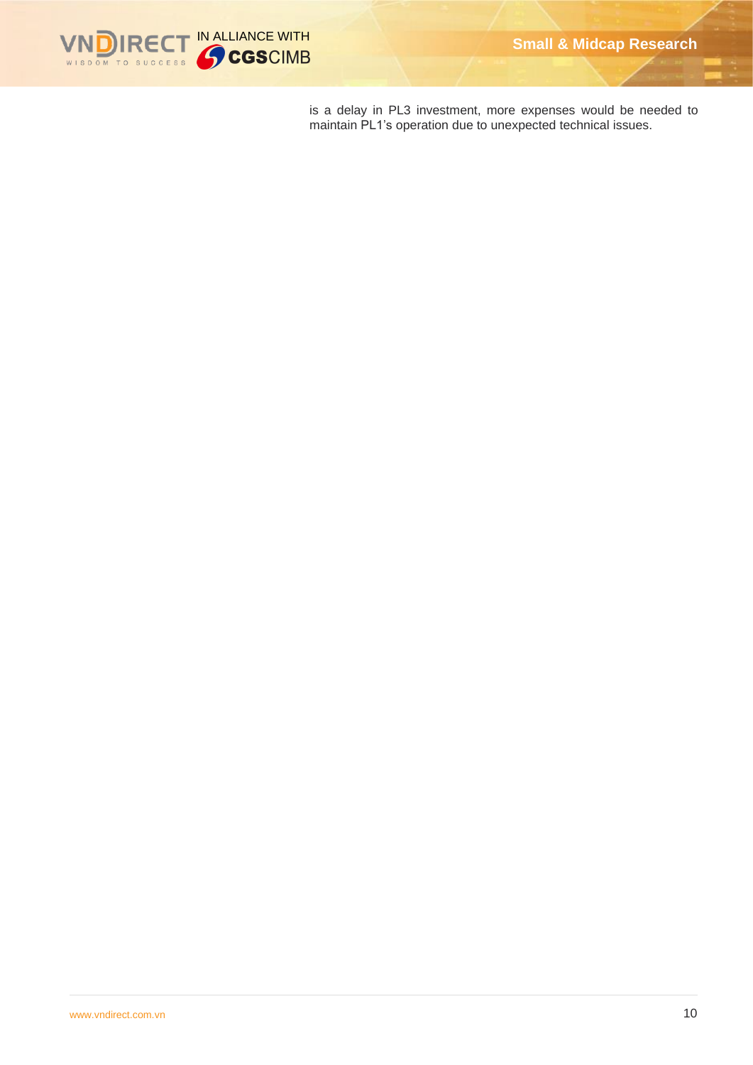is a delay in PL3 investment, more expenses would be needed to maintain PL1's operation due to unexpected technical issues.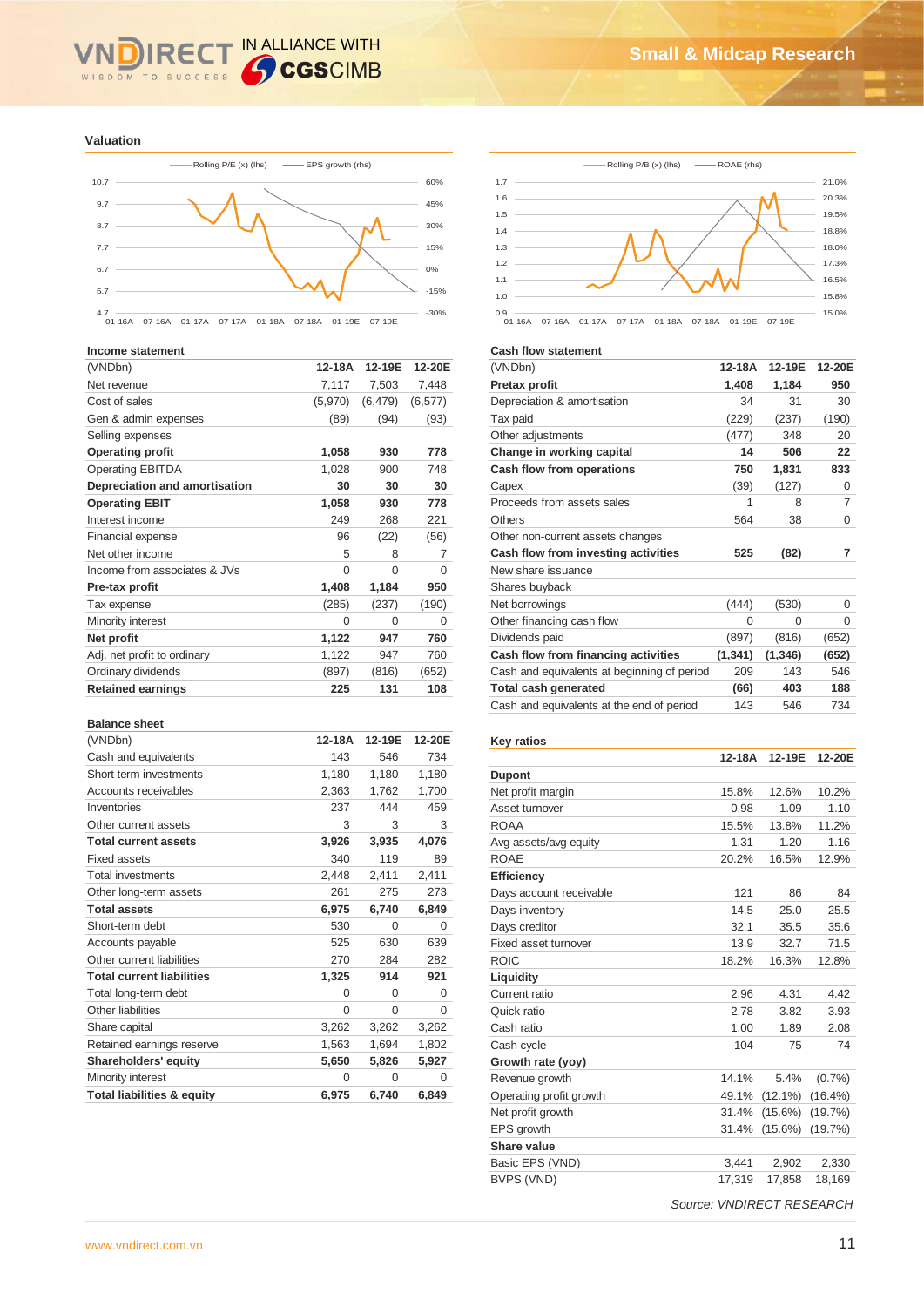## Valuation

Rolling P/E (x) (lhs) — EPS growth (rhs)

Rolling P/B (x) (lhs) — ROAE (rhs)

### Income statement

| (VNDbn) | 12-18A | 12-19E | 12-20E |
|---|---|---|---|
| Net revenue | 7,117 | 7,503 | 7,448 |
| Cost of sales | (5,970) | (6,479) | (6,577) |
| Gen & admin expenses | (89) | (94) | (93) |
| Selling expenses | | | |
| **Operating profit** | **1,058** | **930** | **778** |
| Operating EBITDA | 1,028 | 900 | 748 |
| **Depreciation and amortisation** | **30** | **30** | **30** |
| **Operating EBIT** | **1,058** | **930** | **778** |
| Interest income | 249 | 268 | 221 |
| Financial expense | 96 | (22) | (56) |
| Net other income | 5 | 8 | 7 |
| Income from associates & JVs | 0 | 0 | 0 |
| **Pre-tax profit** | **1,408** | **1,184** | **950** |
| Tax expense | (285) | (237) | (190) |
| Minority interest | 0 | 0 | 0 |
| **Net profit** | **1,122** | **947** | **760** |
| Adj. net profit to ordinary | 1,122 | 947 | 760 |
| Ordinary dividends | (897) | (816) | (652) |
| **Retained earnings** | **225** | **131** | **108** |

### Balance sheet

| (VNDbn) | 12-18A | 12-19E | 12-20E |
|---|---|---|---|
| Cash and equivalents | 143 | 546 | 734 |
| Short term investments | 1,180 | 1,180 | 1,180 |
| Accounts receivables | 2,363 | 1,762 | 1,700 |
| Inventories | 237 | 444 | 459 |
| Other current assets | 3 | 3 | 3 |
| **Total current assets** | **3,926** | **3,935** | **4,076** |
| Fixed assets | 340 | 119 | 89 |
| Total investments | 2,448 | 2,411 | 2,411 |
| Other long-term assets | 261 | 275 | 273 |
| **Total assets** | **6,975** | **6,740** | **6,849** |
| Short-term debt | 530 | 0 | 0 |
| Accounts payable | 525 | 630 | 639 |
| Other current liabilities | 270 | 284 | 282 |
| **Total current liabilities** | **1,325** | **914** | **921** |
| Total long-term debt | 0 | 0 | 0 |
| Other liabilities | 0 | 0 | 0 |
| Share capital | 3,262 | 3,262 | 3,262 |
| Retained earnings reserve | 1,563 | 1,694 | 1,802 |
| **Shareholders' equity** | **5,650** | **5,826** | **5,927** |
| Minority interest | 0 | 0 | 0 |
| **Total liabilities & equity** | **6,975** | **6,740** | **6,849** |

### Cash flow statement

| (VNDbn) | 12-18A | 12-19E | 12-20E |
|---|---|---|---|
| **Pretax profit** | **1,408** | **1,184** | **950** |
| Depreciation & amortisation | 34 | 31 | 30 |
| Tax paid | (229) | (237) | (190) |
| Other adjustments | (477) | 348 | 20 |
| **Change in working capital** | **14** | **506** | **22** |
| **Cash flow from operations** | **750** | **1,831** | **833** |
| Capex | (39) | (127) | 0 |
| Proceeds from assets sales | 1 | 8 | 7 |
| Others | 564 | 38 | 0 |
| Other non-current assets changes | | | |
| **Cash flow from investing activities** | **525** | **(82)** | **7** |
| New share issuance | | | |
| Shares buyback | | | |
| Net borrowings | (444) | (530) | 0 |
| Other financing cash flow | 0 | 0 | 0 |
| Dividends paid | (897) | (816) | (652) |
| **Cash flow from financing activities** | **(1,341)** | **(1,346)** | **(652)** |
| Cash and equivalents at beginning of period | 209 | 143 | 546 |
| **Total cash generated** | **(66)** | **403** | **188** |
| Cash and equivalents at the end of period | 143 | 546 | 734 |

### Key ratios

| | 12-18A | 12-19E | 12-20E |
|---|---|---|---|
| **Dupont** | | | |
| Net profit margin | 15.8% | 12.6% | 10.2% |
| Asset turnover | 0.98 | 1.09 | 1.10 |
| ROAA | 15.5% | 13.8% | 11.2% |
| Avg assets/avg equity | 1.31 | 1.20 | 1.16 |
| ROAE | 20.2% | 16.5% | 12.9% |
| **Efficiency** | | | |
| Days account receivable | 121 | 86 | 84 |
| Days inventory | 14.5 | 25.0 | 25.5 |
| Days creditor | 32.1 | 35.5 | 35.6 |
| Fixed asset turnover | 13.9 | 32.7 | 71.5 |
| ROIC | 18.2% | 16.3% | 12.8% |
| **Liquidity** | | | |
| Current ratio | 2.96 | 4.31 | 4.42 |
| Quick ratio | 2.78 | 3.82 | 3.93 |
| Cash ratio | 1.00 | 1.89 | 2.08 |
| Cash cycle | 104 | 75 | 74 |
| **Growth rate (yoy)** | | | |
| Revenue growth | 14.1% | 5.4% | (0.7%) |
| Operating profit growth | 49.1% | (12.1%) | (16.4%) |
| Net profit growth | 31.4% | (15.6%) | (19.7%) |
| EPS growth | 31.4% | (15.6%) | (19.7%) |
| **Share value** | | | |
| Basic EPS (VND) | 3,441 | 2,902 | 2,330 |
| BVPS (VND) | 17,319 | 17,858 | 18,169 |

*Source: VNDIRECT RESEARCH*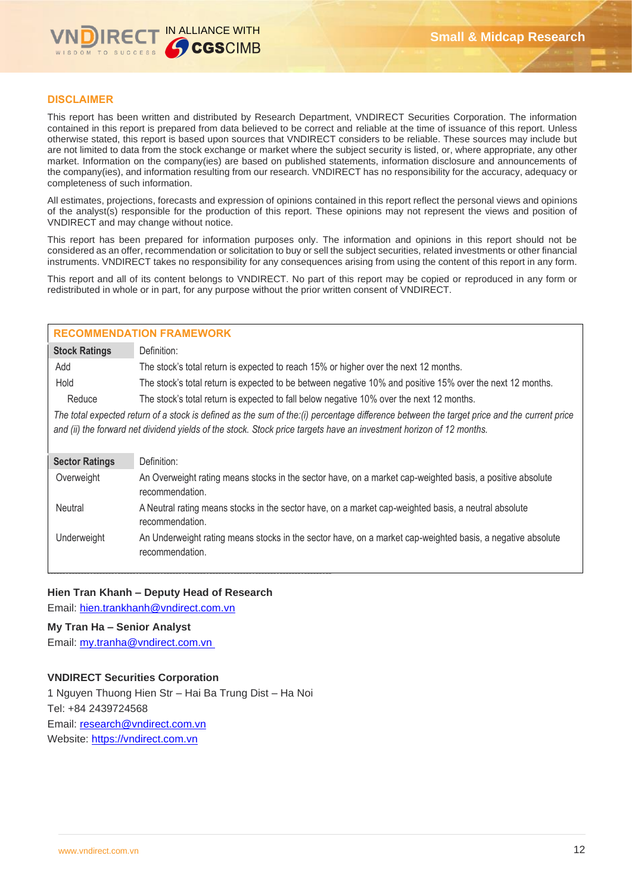## DISCLAIMER

This report has been written and distributed by Research Department, VNDIRECT Securities Corporation. The information contained in this report is prepared from data believed to be correct and reliable at the time of issuance of this report. Unless otherwise stated, this report is based upon sources that VNDIRECT considers to be reliable. These sources may include but are not limited to data from the stock exchange or market where the subject security is listed, or, where appropriate, any other market. Information on the company(ies) are based on published statements, information disclosure and announcements of the company(ies), and information resulting from our research. VNDIRECT has no responsibility for the accuracy, adequacy or completeness of such information.

All estimates, projections, forecasts and expression of opinions contained in this report reflect the personal views and opinions of the analyst(s) responsible for the production of this report. These opinions may not represent the views and position of VNDIRECT and may change without notice.

This report has been prepared for information purposes only. The information and opinions in this report should not be considered as an offer, recommendation or solicitation to buy or sell the subject securities, related investments or other financial instruments. VNDIRECT takes no responsibility for any consequences arising from using the content of this report in any form.

This report and all of its content belongs to VNDIRECT. No part of this report may be copied or reproduced in any form or redistributed in whole or in part, for any purpose without the prior written consent of VNDIRECT.

## RECOMMENDATION FRAMEWORK

| Stock Ratings | Definition: |
|---|---|
| Add | The stock's total return is expected to reach 15% or higher over the next 12 months. |
| Hold | The stock's total return is expected to be between negative 10% and positive 15% over the next 12 months. |
| Reduce | The stock's total return is expected to fall below negative 10% over the next 12 months. |

*The total expected return of a stock is defined as the sum of the:(i) percentage difference between the target price and the current price and (ii) the forward net dividend yields of the stock. Stock price targets have an investment horizon of 12 months.*

| Sector Ratings | Definition: |
|---|---|
| Overweight | An Overweight rating means stocks in the sector have, on a market cap-weighted basis, a positive absolute recommendation. |
| Neutral | A Neutral rating means stocks in the sector have, on a market cap-weighted basis, a neutral absolute recommendation. |
| Underweight | An Underweight rating means stocks in the sector have, on a market cap-weighted basis, a negative absolute recommendation. |

**Hien Tran Khanh – Deputy Head of Research**
Email: hien.trankhanh@vndirect.com.vn

**My Tran Ha – Senior Analyst**
Email: my.tranha@vndirect.com.vn

**VNDIRECT Securities Corporation**
1 Nguyen Thuong Hien Str – Hai Ba Trung Dist – Ha Noi
Tel: +84 2439724568
Email: research@vndirect.com.vn
Website: https://vndirect.com.vn